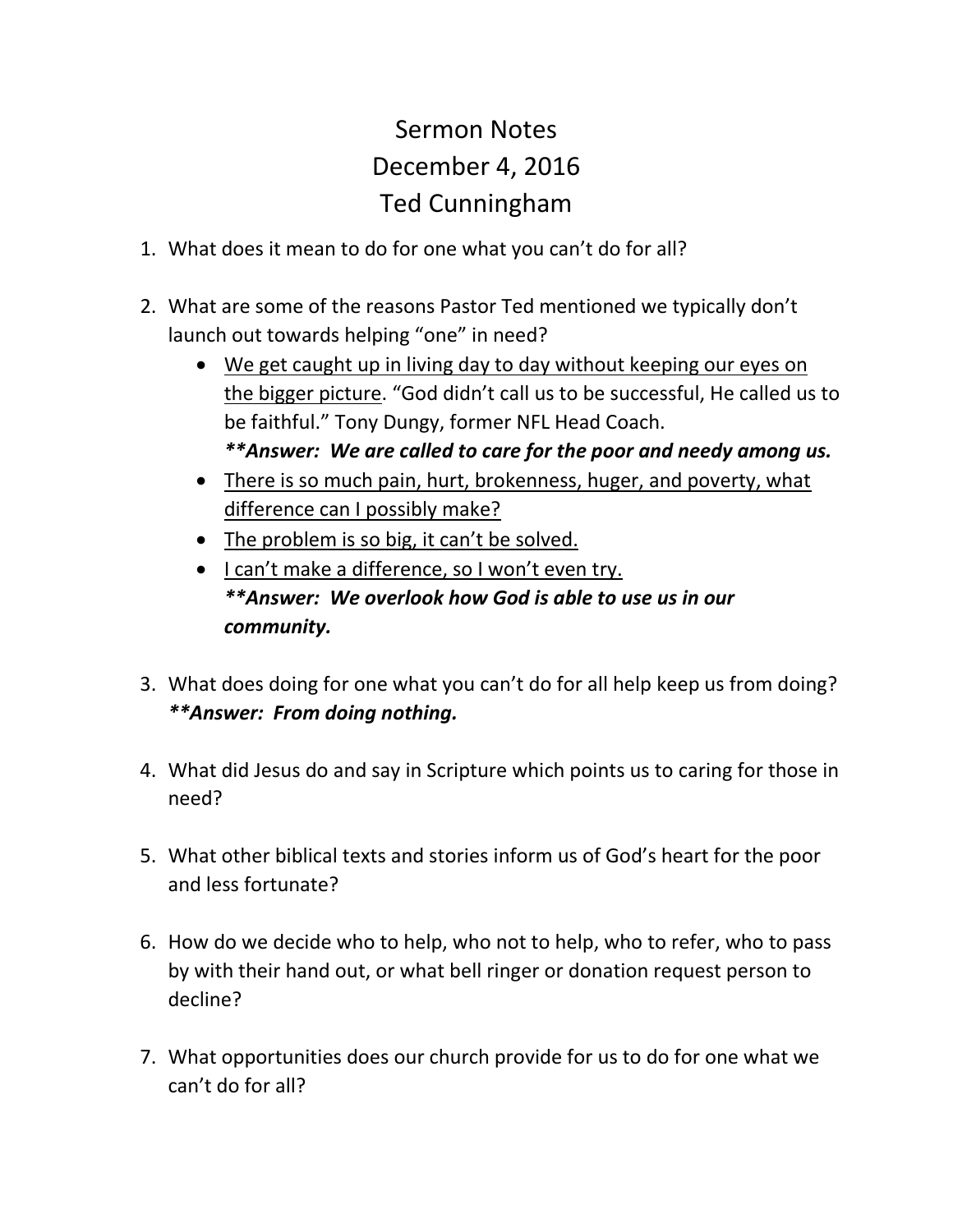# Sermon Notes
# December 4, 2016
# Ted Cunningham

1. What does it mean to do for one what you can't do for all?

2. What are some of the reasons Pastor Ted mentioned we typically don't launch out towards helping "one" in need?
   - <u>We get caught up in living day to day without keeping our eyes on the bigger picture</u>. "God didn't call us to be successful, He called us to be faithful." Tony Dungy, former NFL Head Coach.
     ***\*\*Answer: We are called to care for the poor and needy among us.***
   - <u>There is so much pain, hurt, brokenness, huger, and poverty, what difference can I possibly make?</u>
   - <u>The problem is so big, it can't be solved.</u>
   - <u>I can't make a difference, so I won't even try.</u>
     ***\*\*Answer: We overlook how God is able to use us in our community.***

3. What does doing for one what you can't do for all help keep us from doing?
   ***\*\*Answer: From doing nothing.***

4. What did Jesus do and say in Scripture which points us to caring for those in need?

5. What other biblical texts and stories inform us of God's heart for the poor and less fortunate?

6. How do we decide who to help, who not to help, who to refer, who to pass by with their hand out, or what bell ringer or donation request person to decline?

7. What opportunities does our church provide for us to do for one what we can't do for all?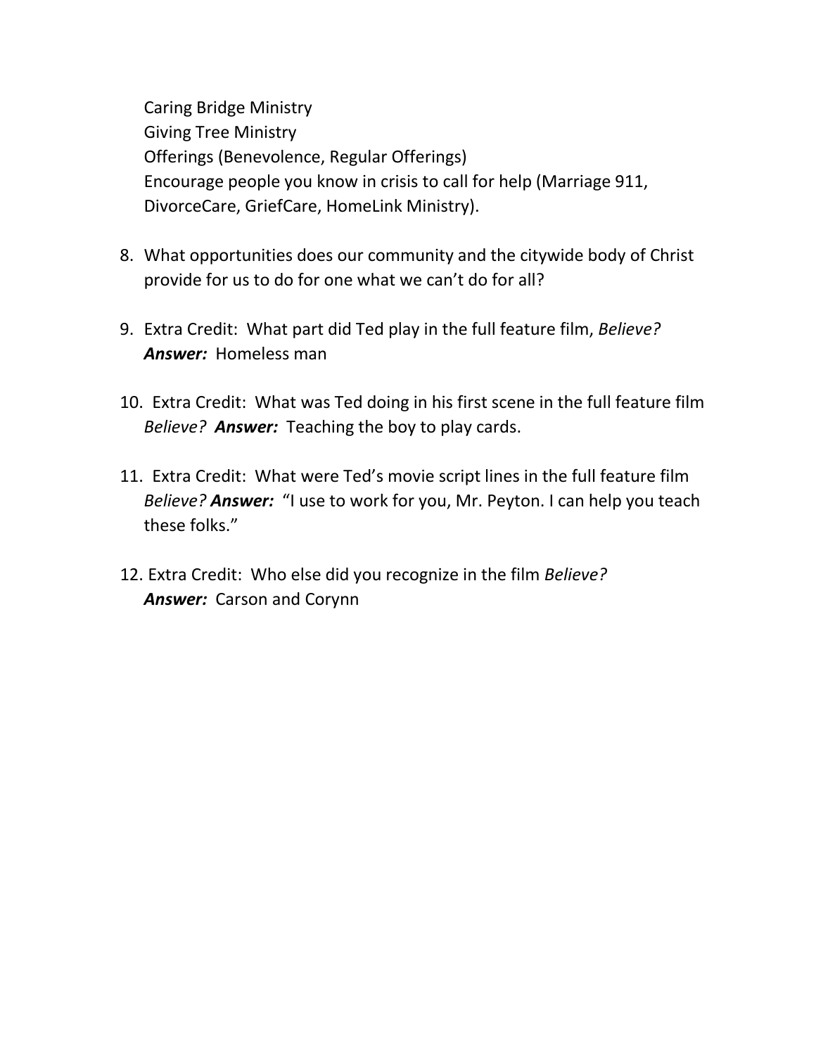Caring Bridge Ministry
Giving Tree Ministry
Offerings (Benevolence, Regular Offerings)
Encourage people you know in crisis to call for help (Marriage 911, DivorceCare, GriefCare, HomeLink Ministry).

8. What opportunities does our community and the citywide body of Christ provide for us to do for one what we can't do for all?

9. Extra Credit: What part did Ted play in the full feature film, *Believe?*
   ***Answer:*** Homeless man

10. Extra Credit: What was Ted doing in his first scene in the full feature film *Believe?* ***Answer:*** Teaching the boy to play cards.

11. Extra Credit: What were Ted's movie script lines in the full feature film *Believe?* ***Answer:*** "I use to work for you, Mr. Peyton. I can help you teach these folks."

12. Extra Credit: Who else did you recognize in the film *Believe?*
    ***Answer:*** Carson and Corynn